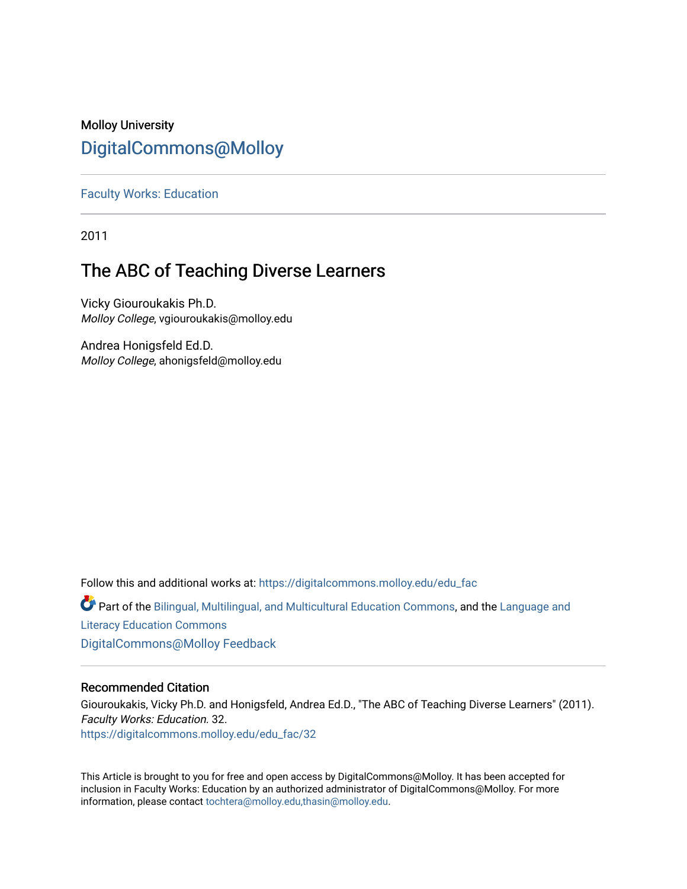Molloy University

DigitalCommons@Molloy

Faculty Works: Education

2011

# The ABC of Teaching Diverse Learners

Vicky Giouroukakis Ph.D.
*Molloy College*, vgiouroukakis@molloy.edu

Andrea Honigsfeld Ed.D.
*Molloy College*, ahonigsfeld@molloy.edu

Follow this and additional works at: https://digitalcommons.molloy.edu/edu_fac

Part of the Bilingual, Multilingual, and Multicultural Education Commons, and the Language and Literacy Education Commons

DigitalCommons@Molloy Feedback

## Recommended Citation

Giouroukakis, Vicky Ph.D. and Honigsfeld, Andrea Ed.D., "The ABC of Teaching Diverse Learners" (2011). *Faculty Works: Education*. 32.
https://digitalcommons.molloy.edu/edu_fac/32

This Article is brought to you for free and open access by DigitalCommons@Molloy. It has been accepted for inclusion in Faculty Works: Education by an authorized administrator of DigitalCommons@Molloy. For more information, please contact tochtera@molloy.edu,thasin@molloy.edu.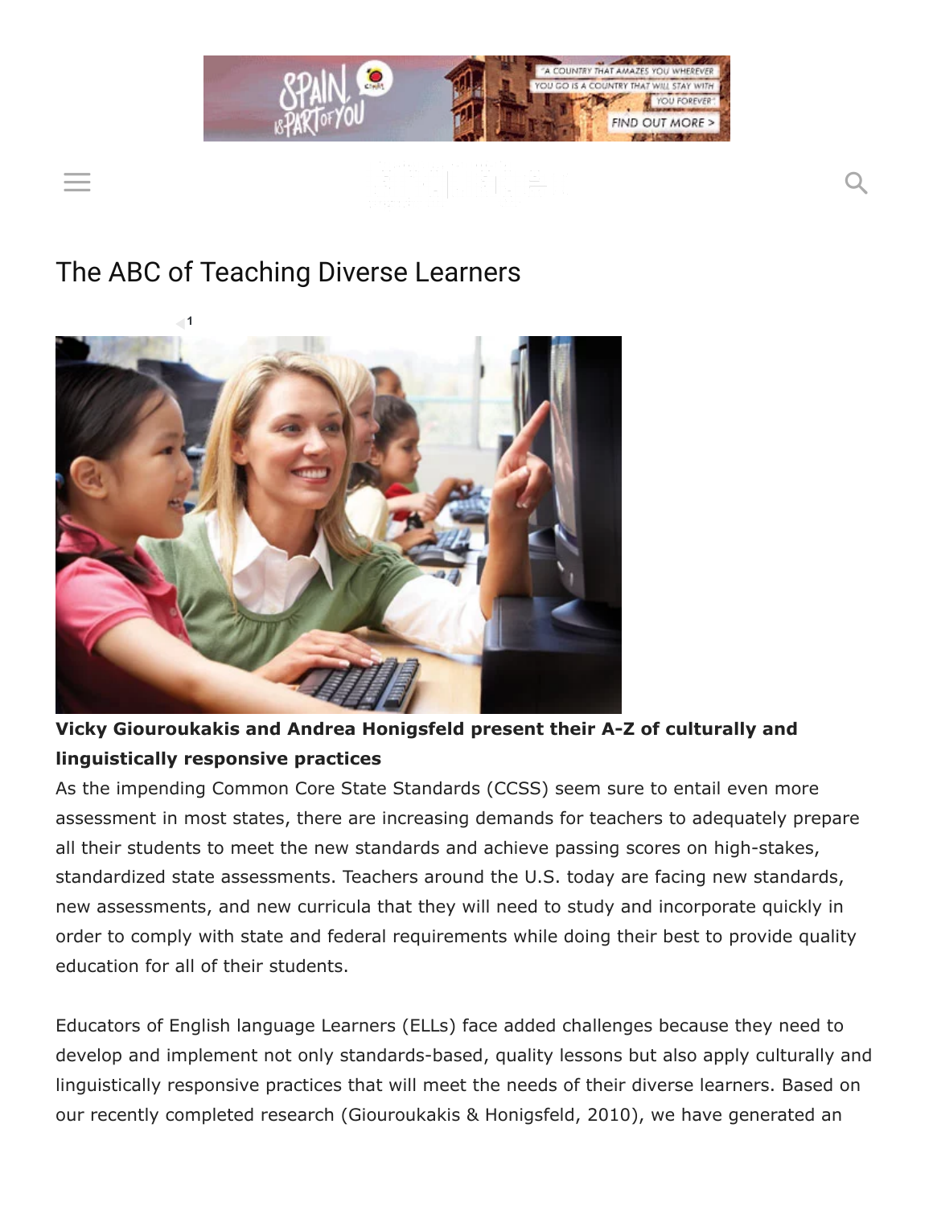# The ABC of Teaching Diverse Learners

**Vicky Giouroukakis and Andrea Honigsfeld present their A-Z of culturally and linguistically responsive practices**

As the impending Common Core State Standards (CCSS) seem sure to entail even more assessment in most states, there are increasing demands for teachers to adequately prepare all their students to meet the new standards and achieve passing scores on high-stakes, standardized state assessments. Teachers around the U.S. today are facing new standards, new assessments, and new curricula that they will need to study and incorporate quickly in order to comply with state and federal requirements while doing their best to provide quality education for all of their students.

Educators of English language Learners (ELLs) face added challenges because they need to develop and implement not only standards-based, quality lessons but also apply culturally and linguistically responsive practices that will meet the needs of their diverse learners. Based on our recently completed research (Giouroukakis & Honigsfeld, 2010), we have generated an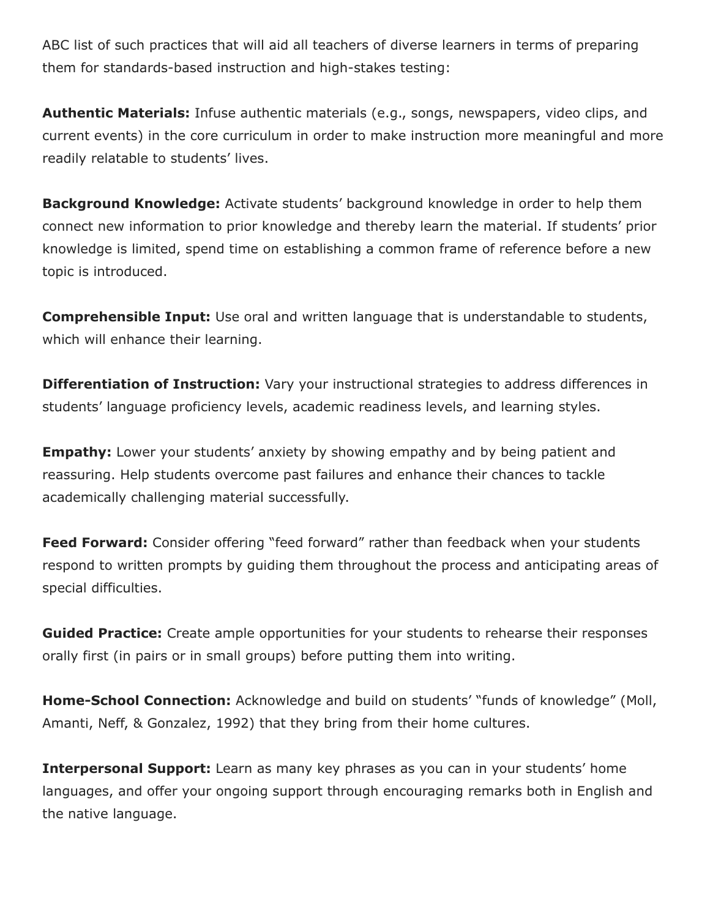ABC list of such practices that will aid all teachers of diverse learners in terms of preparing them for standards-based instruction and high-stakes testing:

**Authentic Materials:** Infuse authentic materials (e.g., songs, newspapers, video clips, and current events) in the core curriculum in order to make instruction more meaningful and more readily relatable to students' lives.

**Background Knowledge:** Activate students' background knowledge in order to help them connect new information to prior knowledge and thereby learn the material. If students' prior knowledge is limited, spend time on establishing a common frame of reference before a new topic is introduced.

**Comprehensible Input:** Use oral and written language that is understandable to students, which will enhance their learning.

**Differentiation of Instruction:** Vary your instructional strategies to address differences in students' language proficiency levels, academic readiness levels, and learning styles.

**Empathy:** Lower your students' anxiety by showing empathy and by being patient and reassuring. Help students overcome past failures and enhance their chances to tackle academically challenging material successfully.

**Feed Forward:** Consider offering "feed forward" rather than feedback when your students respond to written prompts by guiding them throughout the process and anticipating areas of special difficulties.

**Guided Practice:** Create ample opportunities for your students to rehearse their responses orally first (in pairs or in small groups) before putting them into writing.

**Home-School Connection:** Acknowledge and build on students' "funds of knowledge" (Moll, Amanti, Neff, & Gonzalez, 1992) that they bring from their home cultures.

**Interpersonal Support:** Learn as many key phrases as you can in your students' home languages, and offer your ongoing support through encouraging remarks both in English and the native language.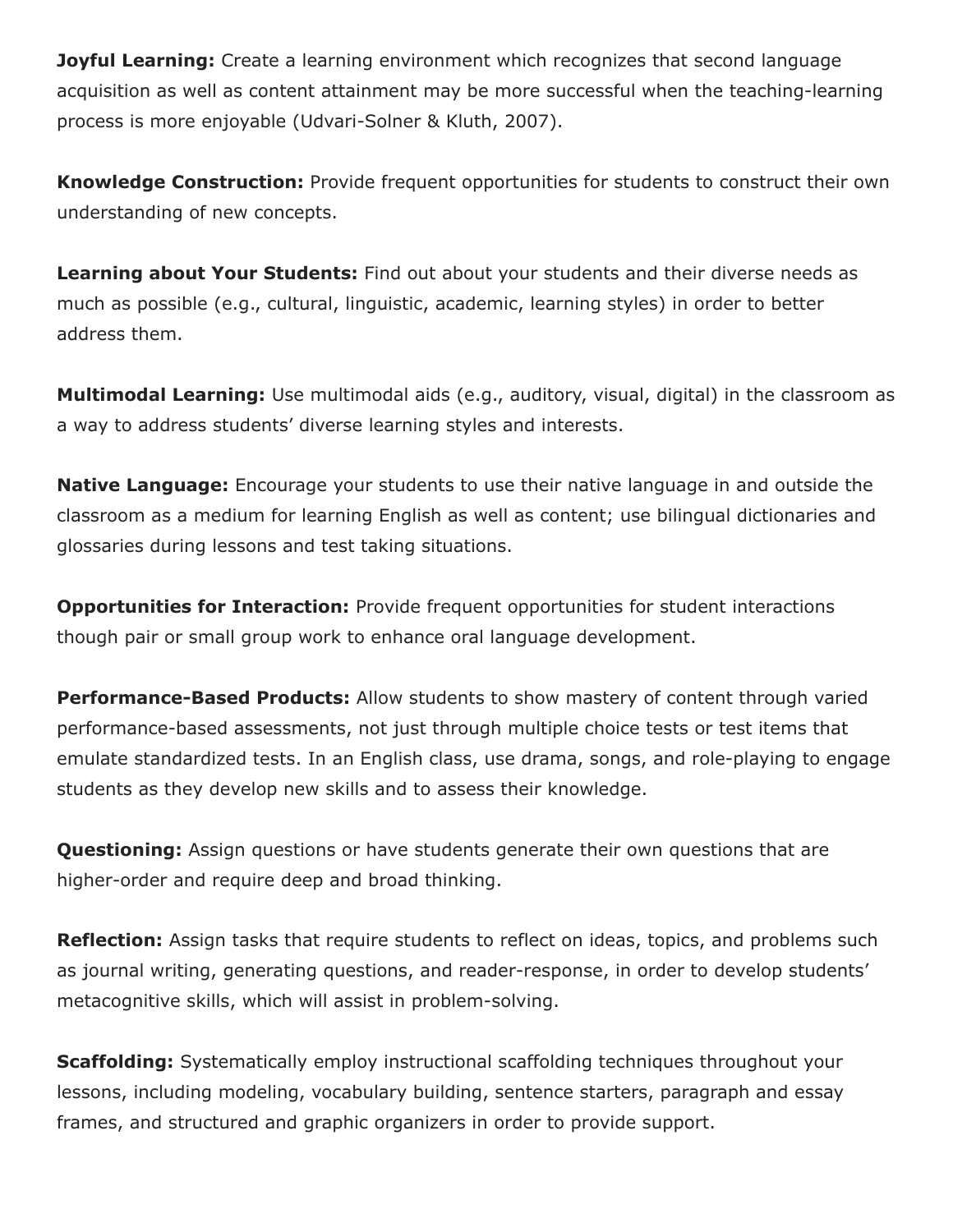**Joyful Learning:** Create a learning environment which recognizes that second language acquisition as well as content attainment may be more successful when the teaching-learning process is more enjoyable (Udvari-Solner & Kluth, 2007).

**Knowledge Construction:** Provide frequent opportunities for students to construct their own understanding of new concepts.

**Learning about Your Students:** Find out about your students and their diverse needs as much as possible (e.g., cultural, linguistic, academic, learning styles) in order to better address them.

**Multimodal Learning:** Use multimodal aids (e.g., auditory, visual, digital) in the classroom as a way to address students' diverse learning styles and interests.

**Native Language:** Encourage your students to use their native language in and outside the classroom as a medium for learning English as well as content; use bilingual dictionaries and glossaries during lessons and test taking situations.

**Opportunities for Interaction:** Provide frequent opportunities for student interactions though pair or small group work to enhance oral language development.

**Performance-Based Products:** Allow students to show mastery of content through varied performance-based assessments, not just through multiple choice tests or test items that emulate standardized tests. In an English class, use drama, songs, and role-playing to engage students as they develop new skills and to assess their knowledge.

**Questioning:** Assign questions or have students generate their own questions that are higher-order and require deep and broad thinking.

**Reflection:** Assign tasks that require students to reflect on ideas, topics, and problems such as journal writing, generating questions, and reader-response, in order to develop students' metacognitive skills, which will assist in problem-solving.

**Scaffolding:** Systematically employ instructional scaffolding techniques throughout your lessons, including modeling, vocabulary building, sentence starters, paragraph and essay frames, and structured and graphic organizers in order to provide support.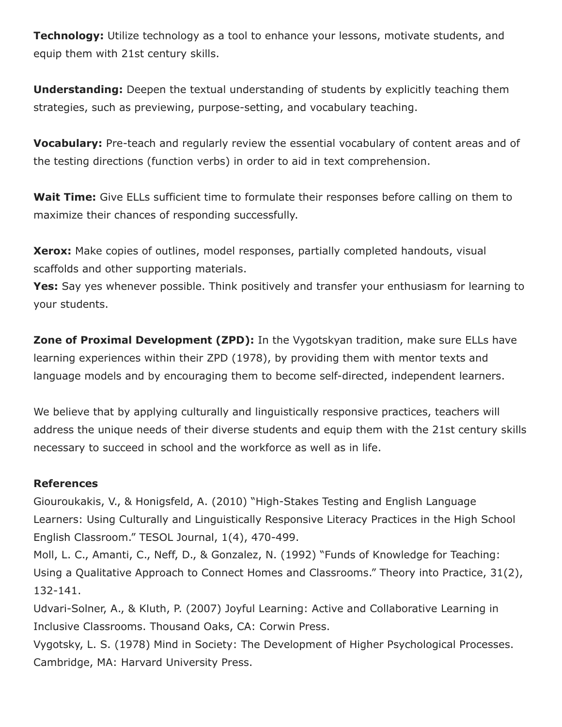**Technology:** Utilize technology as a tool to enhance your lessons, motivate students, and equip them with 21st century skills.

**Understanding:** Deepen the textual understanding of students by explicitly teaching them strategies, such as previewing, purpose-setting, and vocabulary teaching.

**Vocabulary:** Pre-teach and regularly review the essential vocabulary of content areas and of the testing directions (function verbs) in order to aid in text comprehension.

**Wait Time:** Give ELLs sufficient time to formulate their responses before calling on them to maximize their chances of responding successfully.

**Xerox:** Make copies of outlines, model responses, partially completed handouts, visual scaffolds and other supporting materials.
**Yes:** Say yes whenever possible. Think positively and transfer your enthusiasm for learning to your students.

**Zone of Proximal Development (ZPD):** In the Vygotskyan tradition, make sure ELLs have learning experiences within their ZPD (1978), by providing them with mentor texts and language models and by encouraging them to become self-directed, independent learners.

We believe that by applying culturally and linguistically responsive practices, teachers will address the unique needs of their diverse students and equip them with the 21st century skills necessary to succeed in school and the workforce as well as in life.

**References**

Giouroukakis, V., & Honigsfeld, A. (2010) "High-Stakes Testing and English Language Learners: Using Culturally and Linguistically Responsive Literacy Practices in the High School English Classroom." TESOL Journal, 1(4), 470-499.
Moll, L. C., Amanti, C., Neff, D., & Gonzalez, N. (1992) "Funds of Knowledge for Teaching: Using a Qualitative Approach to Connect Homes and Classrooms." Theory into Practice, 31(2), 132-141.
Udvari-Solner, A., & Kluth, P. (2007) Joyful Learning: Active and Collaborative Learning in Inclusive Classrooms. Thousand Oaks, CA: Corwin Press.
Vygotsky, L. S. (1978) Mind in Society: The Development of Higher Psychological Processes. Cambridge, MA: Harvard University Press.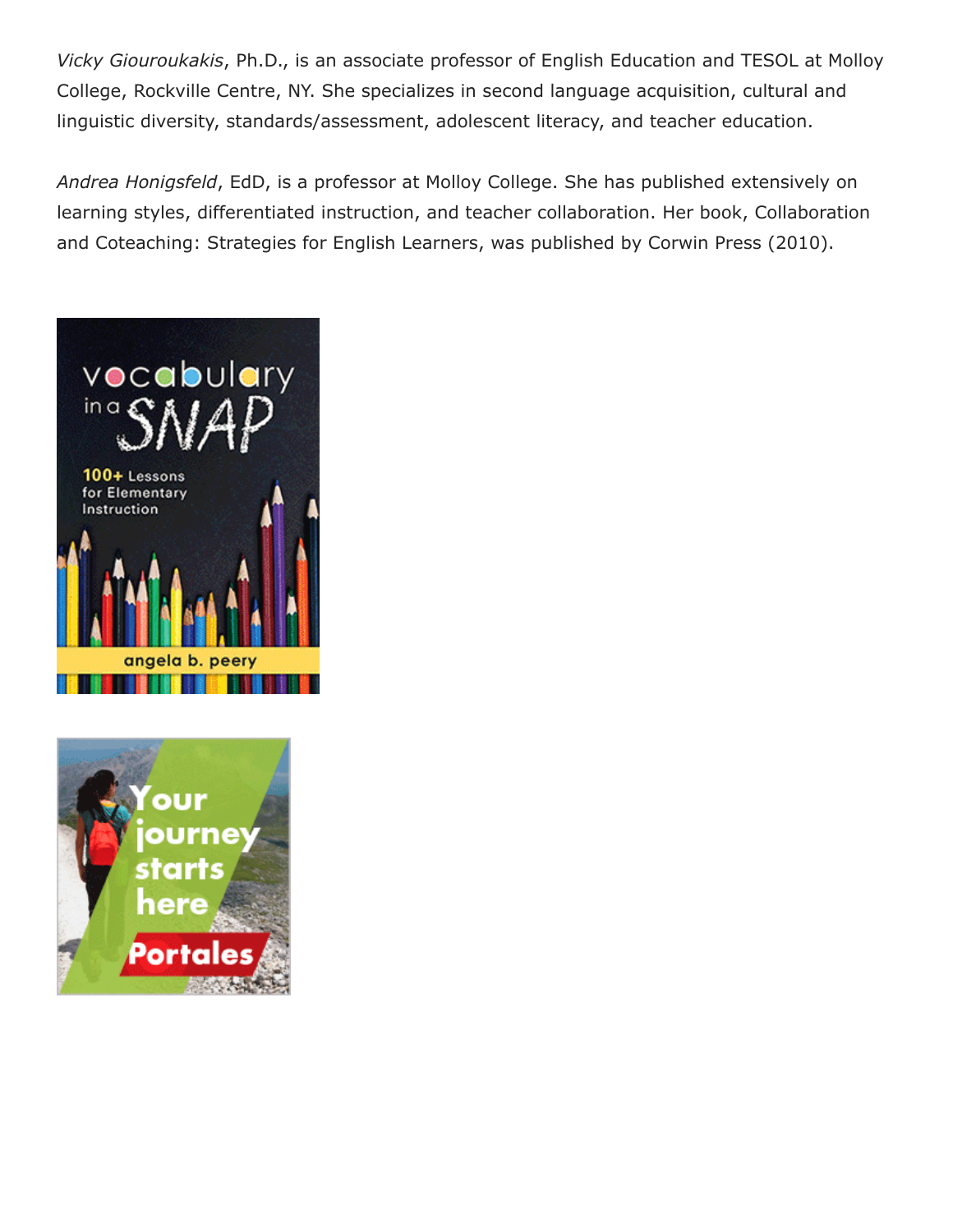*Vicky Giouroukakis*, Ph.D., is an associate professor of English Education and TESOL at Molloy College, Rockville Centre, NY. She specializes in second language acquisition, cultural and linguistic diversity, standards/assessment, adolescent literacy, and teacher education.

*Andrea Honigsfeld*, EdD, is a professor at Molloy College. She has published extensively on learning styles, differentiated instruction, and teacher collaboration. Her book, Collaboration and Coteaching: Strategies for English Learners, was published by Corwin Press (2010).